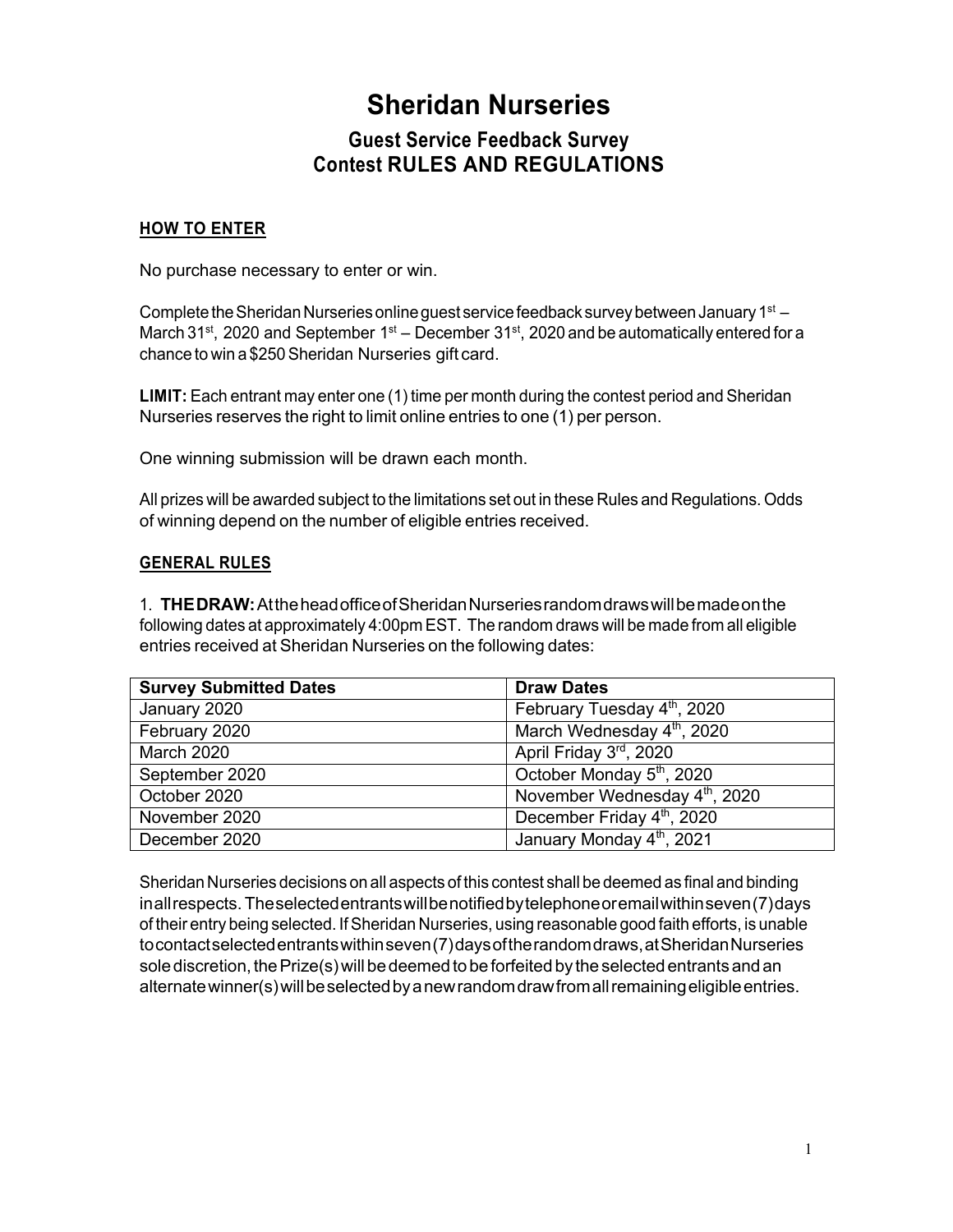# Sheridan Nurseries

## Guest Service Feedback Survey
## Contest RULES AND REGULATIONS

### HOW TO ENTER

No purchase necessary to enter or win.

Complete the Sheridan Nurseries online guest service feedback survey between January 1st – March 31st, 2020 and September 1st – December 31st, 2020 and be automatically entered for a chance to win a $250 Sheridan Nurseries gift card.

**LIMIT:** Each entrant may enter one (1) time per month during the contest period and Sheridan Nurseries reserves the right to limit online entries to one (1) per person.

One winning submission will be drawn each month.

All prizes will be awarded subject to the limitations set out in these Rules and Regulations. Odds of winning depend on the number of eligible entries received.

### GENERAL RULES

1. **THE DRAW:** At the head office of Sheridan Nurseries random draws will be made on the following dates at approximately 4:00pm EST. The random draws will be made from all eligible entries received at Sheridan Nurseries on the following dates:

| Survey Submitted Dates | Draw Dates |
|---|---|
| January 2020 | February Tuesday 4th, 2020 |
| February 2020 | March Wednesday 4th, 2020 |
| March 2020 | April Friday 3rd, 2020 |
| September 2020 | October Monday 5th, 2020 |
| October 2020 | November Wednesday 4th, 2020 |
| November 2020 | December Friday 4th, 2020 |
| December 2020 | January Monday 4th, 2021 |

Sheridan Nurseries decisions on all aspects of this contest shall be deemed as final and binding in all respects. The selected entrants will be notified by telephone or email within seven (7) days of their entry being selected. If Sheridan Nurseries, using reasonable good faith efforts, is unable to contact selected entrants within seven (7) days of the random draws, at Sheridan Nurseries sole discretion, the Prize(s) will be deemed to be forfeited by the selected entrants and an alternate winner(s) will be selected by a new random draw from all remaining eligible entries.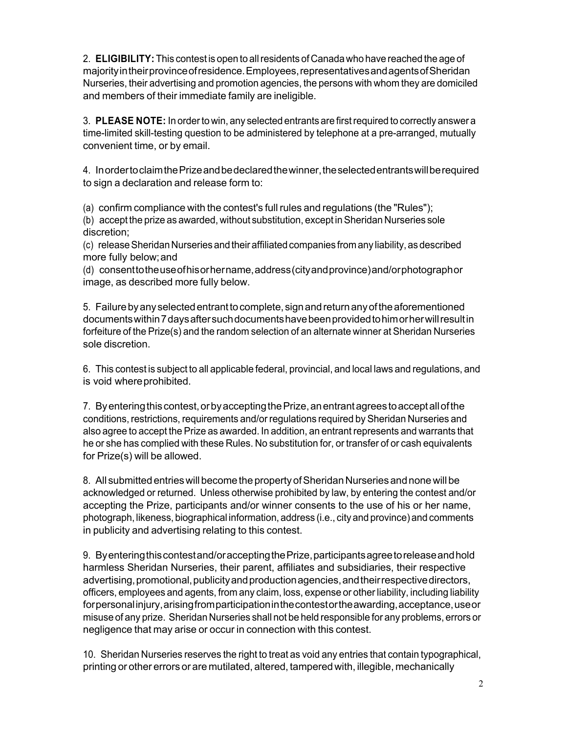2. **ELIGIBILITY:** This contest is open to all residents of Canada who have reached the age of majority in their province of residence. Employees, representatives and agents of Sheridan Nurseries, their advertising and promotion agencies, the persons with whom they are domiciled and members of their immediate family are ineligible.

3. **PLEASE NOTE:** In order to win, any selected entrants are first required to correctly answer a time-limited skill-testing question to be administered by telephone at a pre-arranged, mutually convenient time, or by email.

4. In order to claim the Prize and be declared the winner, the selected entrants will be required to sign a declaration and release form to:

(a) confirm compliance with the contest's full rules and regulations (the "Rules");
(b) accept the prize as awarded, without substitution, except in Sheridan Nurseries sole discretion;
(c) release Sheridan Nurseries and their affiliated companies from any liability, as described more fully below; and
(d) consent to the use of his or her name, address (city and province) and/or photograph or image, as described more fully below.

5. Failure by any selected entrant to complete, sign and return any of the aforementioned documents within 7 days after such documents have been provided to him or her will result in forfeiture of the Prize(s) and the random selection of an alternate winner at Sheridan Nurseries sole discretion.

6. This contest is subject to all applicable federal, provincial, and local laws and regulations, and is void where prohibited.

7. By entering this contest, or by accepting the Prize, an entrant agrees to accept all of the conditions, restrictions, requirements and/or regulations required by Sheridan Nurseries and also agree to accept the Prize as awarded. In addition, an entrant represents and warrants that he or she has complied with these Rules. No substitution for, or transfer of or cash equivalents for Prize(s) will be allowed.

8. All submitted entries will become the property of Sheridan Nurseries and none will be acknowledged or returned. Unless otherwise prohibited by law, by entering the contest and/or accepting the Prize, participants and/or winner consents to the use of his or her name, photograph, likeness, biographical information, address (i.e., city and province) and comments in publicity and advertising relating to this contest.

9. By entering this contest and/or accepting the Prize, participants agree to release and hold harmless Sheridan Nurseries, their parent, affiliates and subsidiaries, their respective advertising, promotional, publicity and production agencies, and their respective directors, officers, employees and agents, from any claim, loss, expense or other liability, including liability for personal injury, arising from participation in the contest or the awarding, acceptance, use or misuse of any prize. Sheridan Nurseries shall not be held responsible for any problems, errors or negligence that may arise or occur in connection with this contest.

10. Sheridan Nurseries reserves the right to treat as void any entries that contain typographical, printing or other errors or are mutilated, altered, tampered with, illegible, mechanically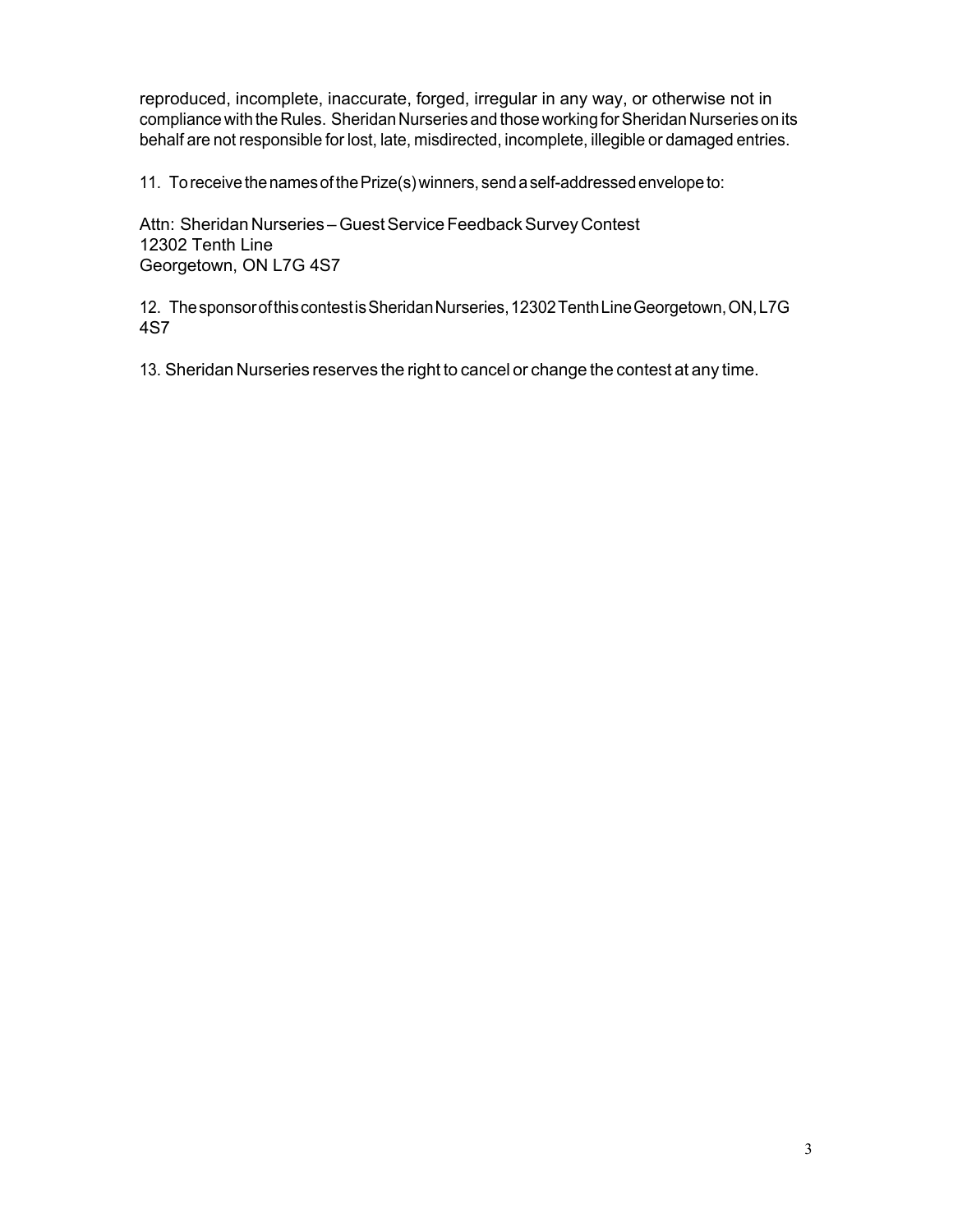reproduced, incomplete, inaccurate, forged, irregular in any way, or otherwise not in compliance with the Rules. Sheridan Nurseries and those working for Sheridan Nurseries on its behalf are not responsible for lost, late, misdirected, incomplete, illegible or damaged entries.

11. To receive the names of the Prize(s) winners, send a self-addressed envelope to:

Attn: Sheridan Nurseries – Guest Service Feedback Survey Contest
12302 Tenth Line
Georgetown, ON L7G 4S7

12. The sponsor of this contest is Sheridan Nurseries, 12302 Tenth Line Georgetown, ON, L7G 4S7

13. Sheridan Nurseries reserves the right to cancel or change the contest at any time.